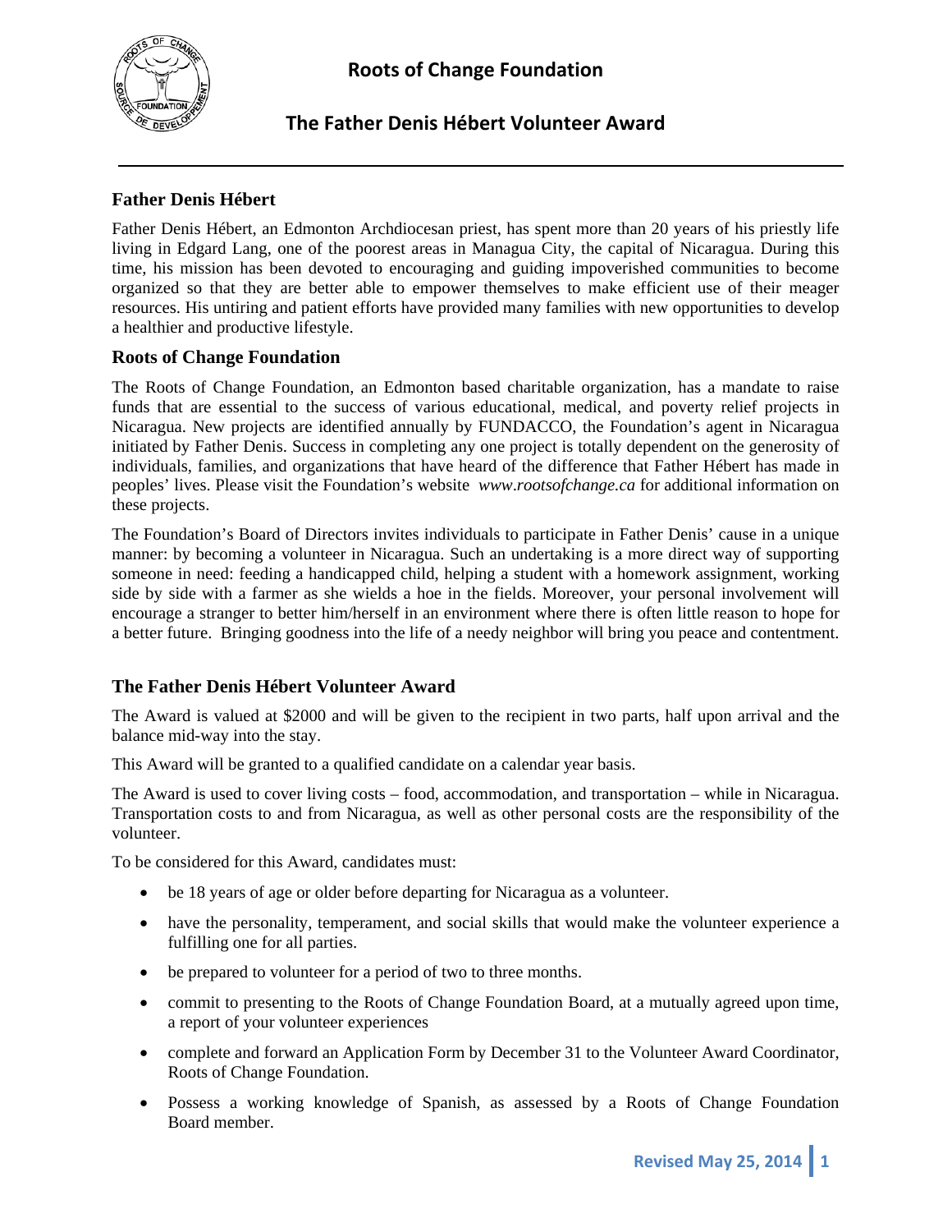# Roots of Change Foundation

## The Father Denis Hébert Volunteer Award

### Father Denis Hébert

Father Denis Hébert, an Edmonton Archdiocesan priest, has spent more than 20 years of his priestly life living in Edgard Lang, one of the poorest areas in Managua City, the capital of Nicaragua. During this time, his mission has been devoted to encouraging and guiding impoverished communities to become organized so that they are better able to empower themselves to make efficient use of their meager resources. His untiring and patient efforts have provided many families with new opportunities to develop a healthier and productive lifestyle.

### Roots of Change Foundation

The Roots of Change Foundation, an Edmonton based charitable organization, has a mandate to raise funds that are essential to the success of various educational, medical, and poverty relief projects in Nicaragua. New projects are identified annually by FUNDACCO, the Foundation's agent in Nicaragua initiated by Father Denis. Success in completing any one project is totally dependent on the generosity of individuals, families, and organizations that have heard of the difference that Father Hébert has made in peoples' lives. Please visit the Foundation's website *www.rootsofchange.ca* for additional information on these projects.

The Foundation's Board of Directors invites individuals to participate in Father Denis' cause in a unique manner: by becoming a volunteer in Nicaragua. Such an undertaking is a more direct way of supporting someone in need: feeding a handicapped child, helping a student with a homework assignment, working side by side with a farmer as she wields a hoe in the fields. Moreover, your personal involvement will encourage a stranger to better him/herself in an environment where there is often little reason to hope for a better future. Bringing goodness into the life of a needy neighbor will bring you peace and contentment.

### The Father Denis Hébert Volunteer Award

The Award is valued at $2000 and will be given to the recipient in two parts, half upon arrival and the balance mid-way into the stay.

This Award will be granted to a qualified candidate on a calendar year basis.

The Award is used to cover living costs – food, accommodation, and transportation – while in Nicaragua. Transportation costs to and from Nicaragua, as well as other personal costs are the responsibility of the volunteer.

To be considered for this Award, candidates must:

- be 18 years of age or older before departing for Nicaragua as a volunteer.
- have the personality, temperament, and social skills that would make the volunteer experience a fulfilling one for all parties.
- be prepared to volunteer for a period of two to three months.
- commit to presenting to the Roots of Change Foundation Board, at a mutually agreed upon time, a report of your volunteer experiences
- complete and forward an Application Form by December 31 to the Volunteer Award Coordinator, Roots of Change Foundation.
- Possess a working knowledge of Spanish, as assessed by a Roots of Change Foundation Board member.

Revised May 25, 2014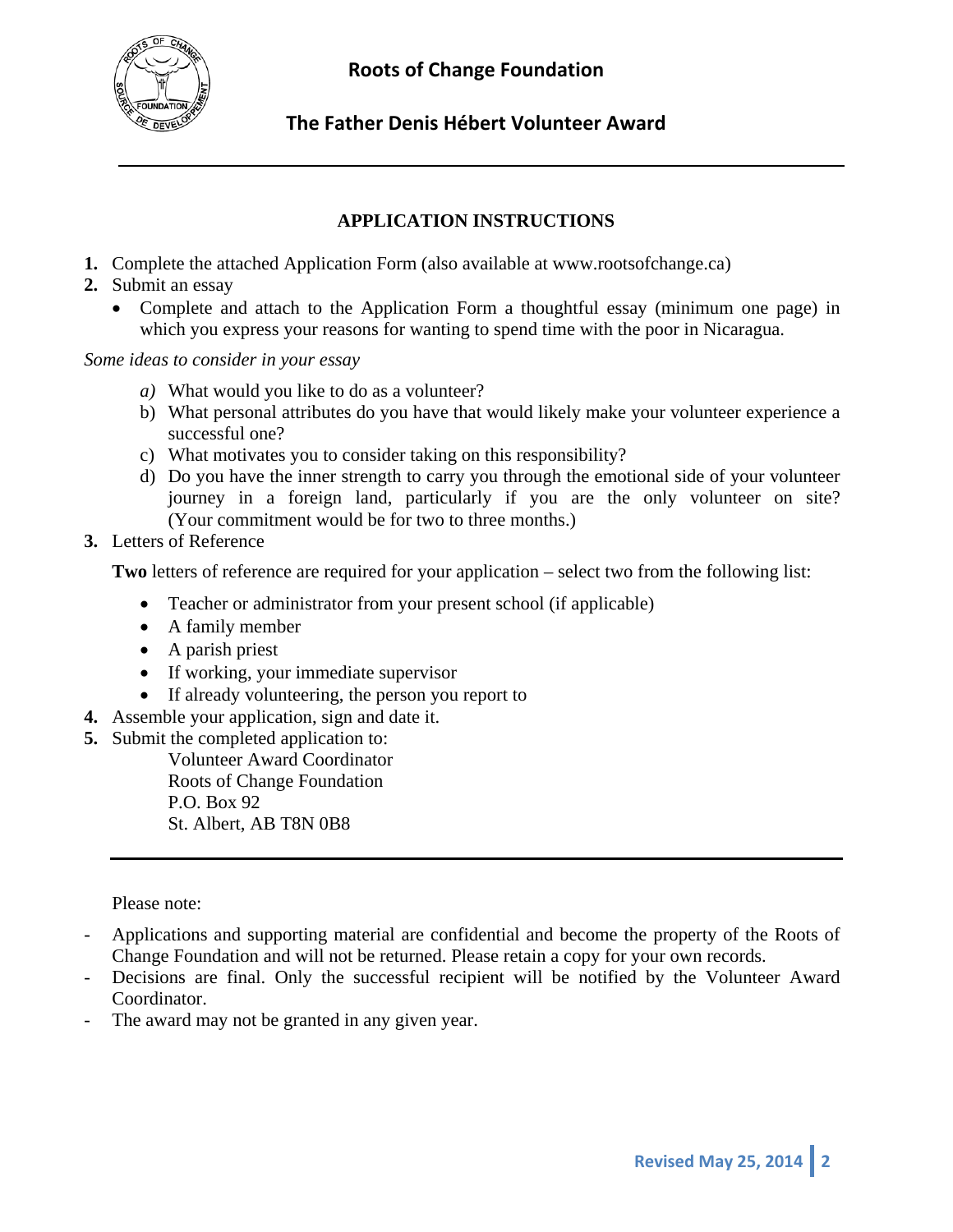# Roots of Change Foundation

## The Father Denis Hébert Volunteer Award

---

### APPLICATION INSTRUCTIONS

1. Complete the attached Application Form (also available at www.rootsofchange.ca)
2. Submit an essay
   - Complete and attach to the Application Form a thoughtful essay (minimum one page) in which you express your reasons for wanting to spend time with the poor in Nicaragua.

*Some ideas to consider in your essay*

   a) What would you like to do as a volunteer?
   b) What personal attributes do you have that would likely make your volunteer experience a successful one?
   c) What motivates you to consider taking on this responsibility?
   d) Do you have the inner strength to carry you through the emotional side of your volunteer journey in a foreign land, particularly if you are the only volunteer on site? (Your commitment would be for two to three months.)

3. Letters of Reference

   **Two** letters of reference are required for your application – select two from the following list:

   - Teacher or administrator from your present school (if applicable)
   - A family member
   - A parish priest
   - If working, your immediate supervisor
   - If already volunteering, the person you report to

4. Assemble your application, sign and date it.
5. Submit the completed application to:

   Volunteer Award Coordinator
   Roots of Change Foundation
   P.O. Box 92
   St. Albert, AB T8N 0B8

---

Please note:

- Applications and supporting material are confidential and become the property of the Roots of Change Foundation and will not be returned. Please retain a copy for your own records.
- Decisions are final. Only the successful recipient will be notified by the Volunteer Award Coordinator.
- The award may not be granted in any given year.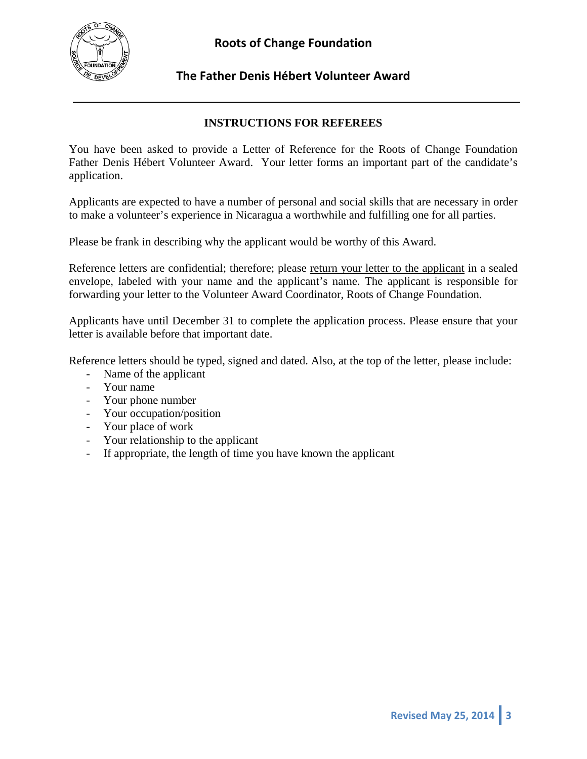# Roots of Change Foundation

## The Father Denis Hébert Volunteer Award

### INSTRUCTIONS FOR REFEREES

You have been asked to provide a Letter of Reference for the Roots of Change Foundation Father Denis Hébert Volunteer Award. Your letter forms an important part of the candidate's application.

Applicants are expected to have a number of personal and social skills that are necessary in order to make a volunteer's experience in Nicaragua a worthwhile and fulfilling one for all parties.

Please be frank in describing why the applicant would be worthy of this Award.

Reference letters are confidential; therefore; please return your letter to the applicant in a sealed envelope, labeled with your name and the applicant's name. The applicant is responsible for forwarding your letter to the Volunteer Award Coordinator, Roots of Change Foundation.

Applicants have until December 31 to complete the application process. Please ensure that your letter is available before that important date.

Reference letters should be typed, signed and dated. Also, at the top of the letter, please include:

- Name of the applicant
- Your name
- Your phone number
- Your occupation/position
- Your place of work
- Your relationship to the applicant
- If appropriate, the length of time you have known the applicant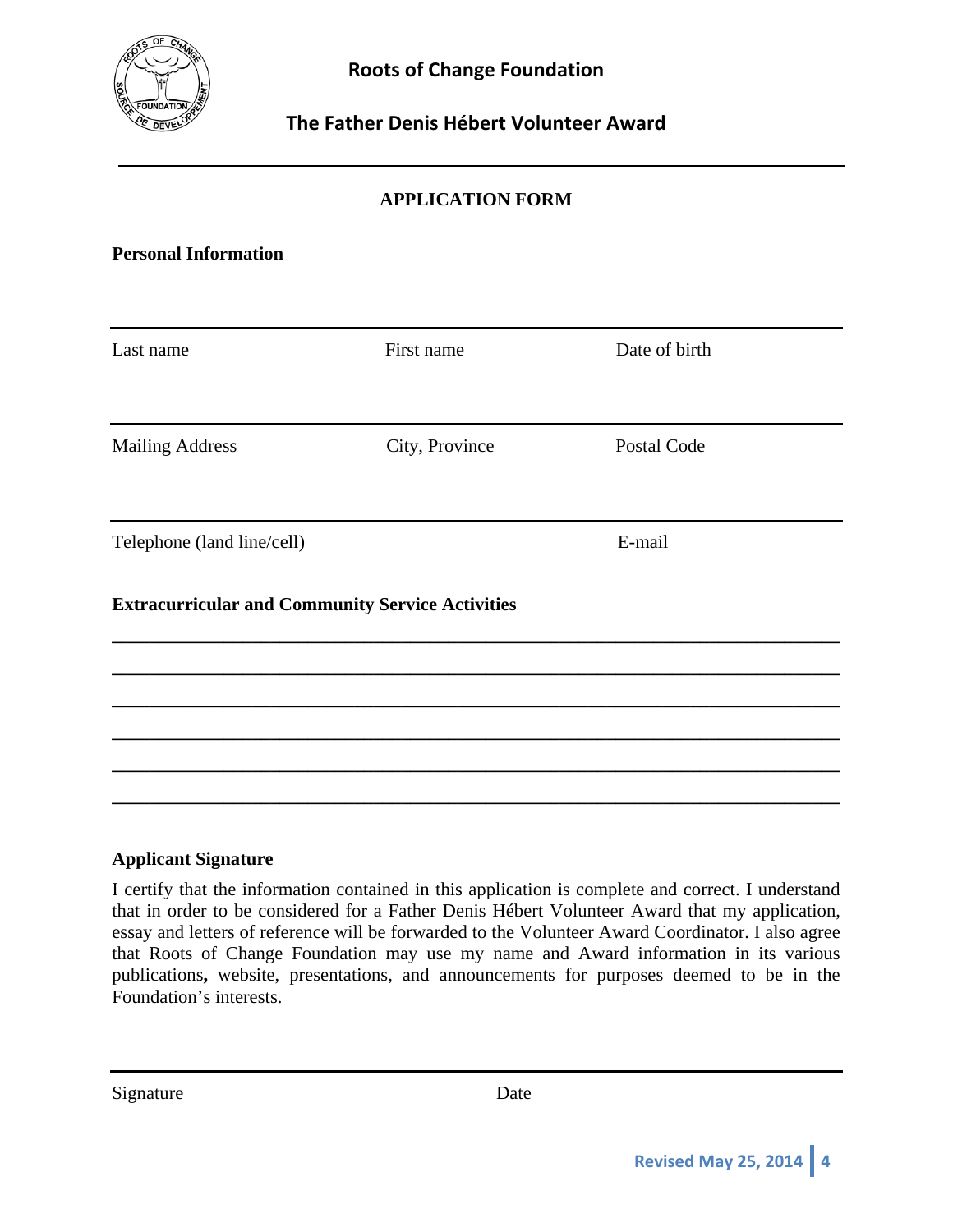**Roots of Change Foundation**

**The Father Denis Hébert Volunteer Award**

---

## APPLICATION FORM

### Personal Information

---

| Last name | First name | Date of birth |
|---|---|---|

---

| Mailing Address | City, Province | Postal Code |
|---|---|---|

---

| Telephone (land line/cell) | E-mail |
|---|---|

### Extracurricular and Community Service Activities

______________________________________________________________________

______________________________________________________________________

______________________________________________________________________

______________________________________________________________________

______________________________________________________________________

______________________________________________________________________

### Applicant Signature

I certify that the information contained in this application is complete and correct. I understand that in order to be considered for a Father Denis Hébert Volunteer Award that my application, essay and letters of reference will be forwarded to the Volunteer Award Coordinator. I also agree that Roots of Change Foundation may use my name and Award information in its various publications**,** website, presentations, and announcements for purposes deemed to be in the Foundation's interests.

---

| Signature | Date |
|---|---|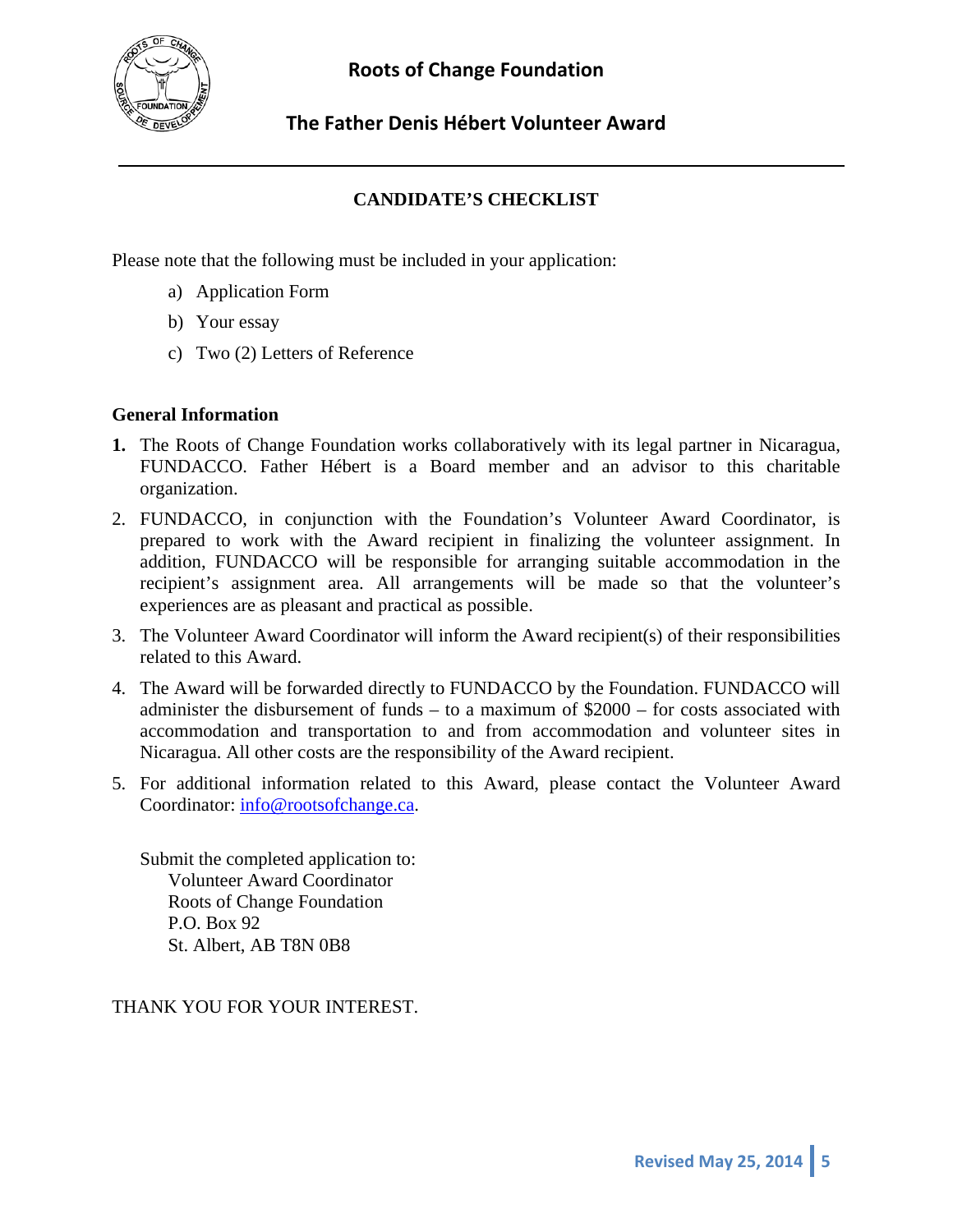# Roots of Change Foundation

## The Father Denis Hébert Volunteer Award

### CANDIDATE'S CHECKLIST

Please note that the following must be included in your application:

a) Application Form
b) Your essay
c) Two (2) Letters of Reference

**General Information**

1. The Roots of Change Foundation works collaboratively with its legal partner in Nicaragua, FUNDACCO. Father Hébert is a Board member and an advisor to this charitable organization.
2. FUNDACCO, in conjunction with the Foundation's Volunteer Award Coordinator, is prepared to work with the Award recipient in finalizing the volunteer assignment. In addition, FUNDACCO will be responsible for arranging suitable accommodation in the recipient's assignment area. All arrangements will be made so that the volunteer's experiences are as pleasant and practical as possible.
3. The Volunteer Award Coordinator will inform the Award recipient(s) of their responsibilities related to this Award.
4. The Award will be forwarded directly to FUNDACCO by the Foundation. FUNDACCO will administer the disbursement of funds – to a maximum of $2000 – for costs associated with accommodation and transportation to and from accommodation and volunteer sites in Nicaragua. All other costs are the responsibility of the Award recipient.
5. For additional information related to this Award, please contact the Volunteer Award Coordinator: info@rootsofchange.ca.

Submit the completed application to:
Volunteer Award Coordinator
Roots of Change Foundation
P.O. Box 92
St. Albert, AB T8N 0B8

THANK YOU FOR YOUR INTEREST.